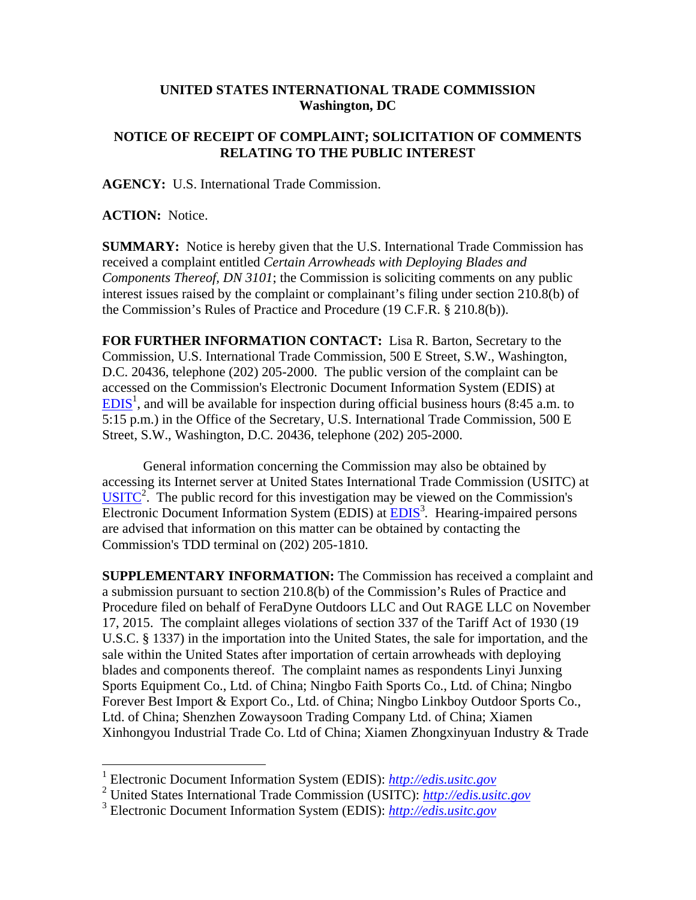**UNITED STATES INTERNATIONAL TRADE COMMISSION**
**Washington, DC**

**NOTICE OF RECEIPT OF COMPLAINT; SOLICITATION OF COMMENTS RELATING TO THE PUBLIC INTEREST**

**AGENCY:** U.S. International Trade Commission.

**ACTION:** Notice.

**SUMMARY:** Notice is hereby given that the U.S. International Trade Commission has received a complaint entitled *Certain Arrowheads with Deploying Blades and Components Thereof, DN 3101*; the Commission is soliciting comments on any public interest issues raised by the complaint or complainant's filing under section 210.8(b) of the Commission's Rules of Practice and Procedure (19 C.F.R. § 210.8(b)).

**FOR FURTHER INFORMATION CONTACT:** Lisa R. Barton, Secretary to the Commission, U.S. International Trade Commission, 500 E Street, S.W., Washington, D.C. 20436, telephone (202) 205-2000. The public version of the complaint can be accessed on the Commission's Electronic Document Information System (EDIS) at EDIS[1], and will be available for inspection during official business hours (8:45 a.m. to 5:15 p.m.) in the Office of the Secretary, U.S. International Trade Commission, 500 E Street, S.W., Washington, D.C. 20436, telephone (202) 205-2000.

General information concerning the Commission may also be obtained by accessing its Internet server at United States International Trade Commission (USITC) at USITC[2]. The public record for this investigation may be viewed on the Commission's Electronic Document Information System (EDIS) at EDIS[3]. Hearing-impaired persons are advised that information on this matter can be obtained by contacting the Commission's TDD terminal on (202) 205-1810.

**SUPPLEMENTARY INFORMATION:** The Commission has received a complaint and a submission pursuant to section 210.8(b) of the Commission's Rules of Practice and Procedure filed on behalf of FeraDyne Outdoors LLC and Out RAGE LLC on November 17, 2015. The complaint alleges violations of section 337 of the Tariff Act of 1930 (19 U.S.C. § 1337) in the importation into the United States, the sale for importation, and the sale within the United States after importation of certain arrowheads with deploying blades and components thereof. The complaint names as respondents Linyi Junxing Sports Equipment Co., Ltd. of China; Ningbo Faith Sports Co., Ltd. of China; Ningbo Forever Best Import & Export Co., Ltd. of China; Ningbo Linkboy Outdoor Sports Co., Ltd. of China; Shenzhen Zowaysoon Trading Company Ltd. of China; Xiamen Xinhongyou Industrial Trade Co. Ltd of China; Xiamen Zhongxinyuan Industry & Trade

---

[1] Electronic Document Information System (EDIS): *http://edis.usitc.gov*

[2] United States International Trade Commission (USITC): *http://edis.usitc.gov*

[3] Electronic Document Information System (EDIS): *http://edis.usitc.gov*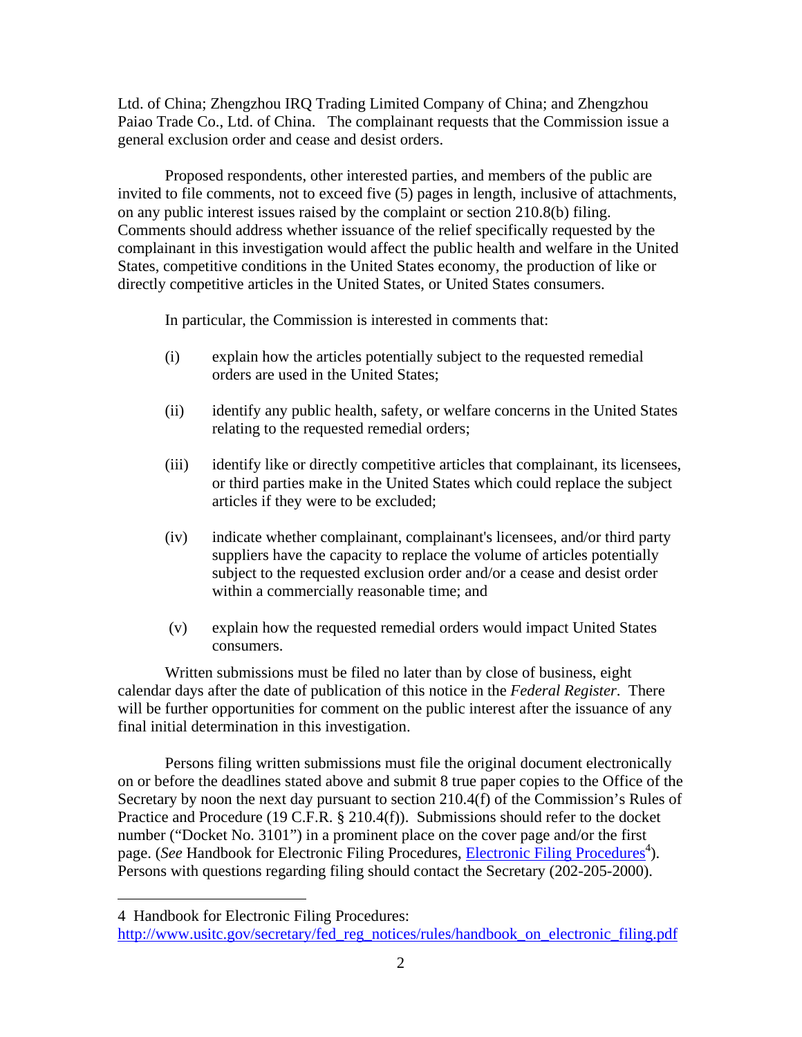Ltd. of China; Zhengzhou IRQ Trading Limited Company of China; and Zhengzhou Paiao Trade Co., Ltd. of China. The complainant requests that the Commission issue a general exclusion order and cease and desist orders.

Proposed respondents, other interested parties, and members of the public are invited to file comments, not to exceed five (5) pages in length, inclusive of attachments, on any public interest issues raised by the complaint or section 210.8(b) filing. Comments should address whether issuance of the relief specifically requested by the complainant in this investigation would affect the public health and welfare in the United States, competitive conditions in the United States economy, the production of like or directly competitive articles in the United States, or United States consumers.

In particular, the Commission is interested in comments that:

(i) explain how the articles potentially subject to the requested remedial orders are used in the United States;

(ii) identify any public health, safety, or welfare concerns in the United States relating to the requested remedial orders;

(iii) identify like or directly competitive articles that complainant, its licensees, or third parties make in the United States which could replace the subject articles if they were to be excluded;

(iv) indicate whether complainant, complainant's licensees, and/or third party suppliers have the capacity to replace the volume of articles potentially subject to the requested exclusion order and/or a cease and desist order within a commercially reasonable time; and

(v) explain how the requested remedial orders would impact United States consumers.

Written submissions must be filed no later than by close of business, eight calendar days after the date of publication of this notice in the *Federal Register*. There will be further opportunities for comment on the public interest after the issuance of any final initial determination in this investigation.

Persons filing written submissions must file the original document electronically on or before the deadlines stated above and submit 8 true paper copies to the Office of the Secretary by noon the next day pursuant to section 210.4(f) of the Commission's Rules of Practice and Procedure (19 C.F.R. § 210.4(f)). Submissions should refer to the docket number ("Docket No. 3101") in a prominent place on the cover page and/or the first page. (*See* Handbook for Electronic Filing Procedures, Electronic Filing Procedures[4]). Persons with questions regarding filing should contact the Secretary (202-205-2000).

4 Handbook for Electronic Filing Procedures: http://www.usitc.gov/secretary/fed_reg_notices/rules/handbook_on_electronic_filing.pdf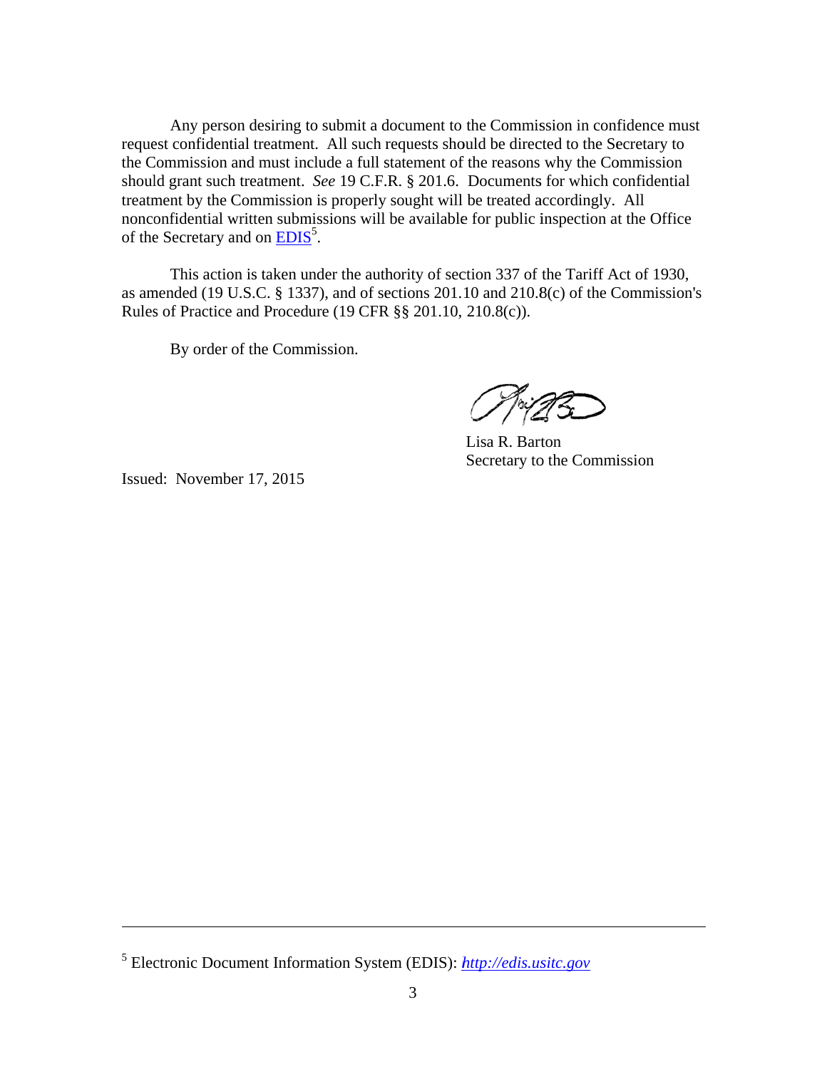Any person desiring to submit a document to the Commission in confidence must request confidential treatment. All such requests should be directed to the Secretary to the Commission and must include a full statement of the reasons why the Commission should grant such treatment. *See* 19 C.F.R. § 201.6. Documents for which confidential treatment by the Commission is properly sought will be treated accordingly. All nonconfidential written submissions will be available for public inspection at the Office of the Secretary and on EDIS[5].

This action is taken under the authority of section 337 of the Tariff Act of 1930, as amended (19 U.S.C. § 1337), and of sections 201.10 and 210.8(c) of the Commission's Rules of Practice and Procedure (19 CFR §§ 201.10, 210.8(c)).

By order of the Commission.

Lisa R. Barton
Secretary to the Commission

Issued: November 17, 2015

---

[5] Electronic Document Information System (EDIS): *http://edis.usitc.gov*